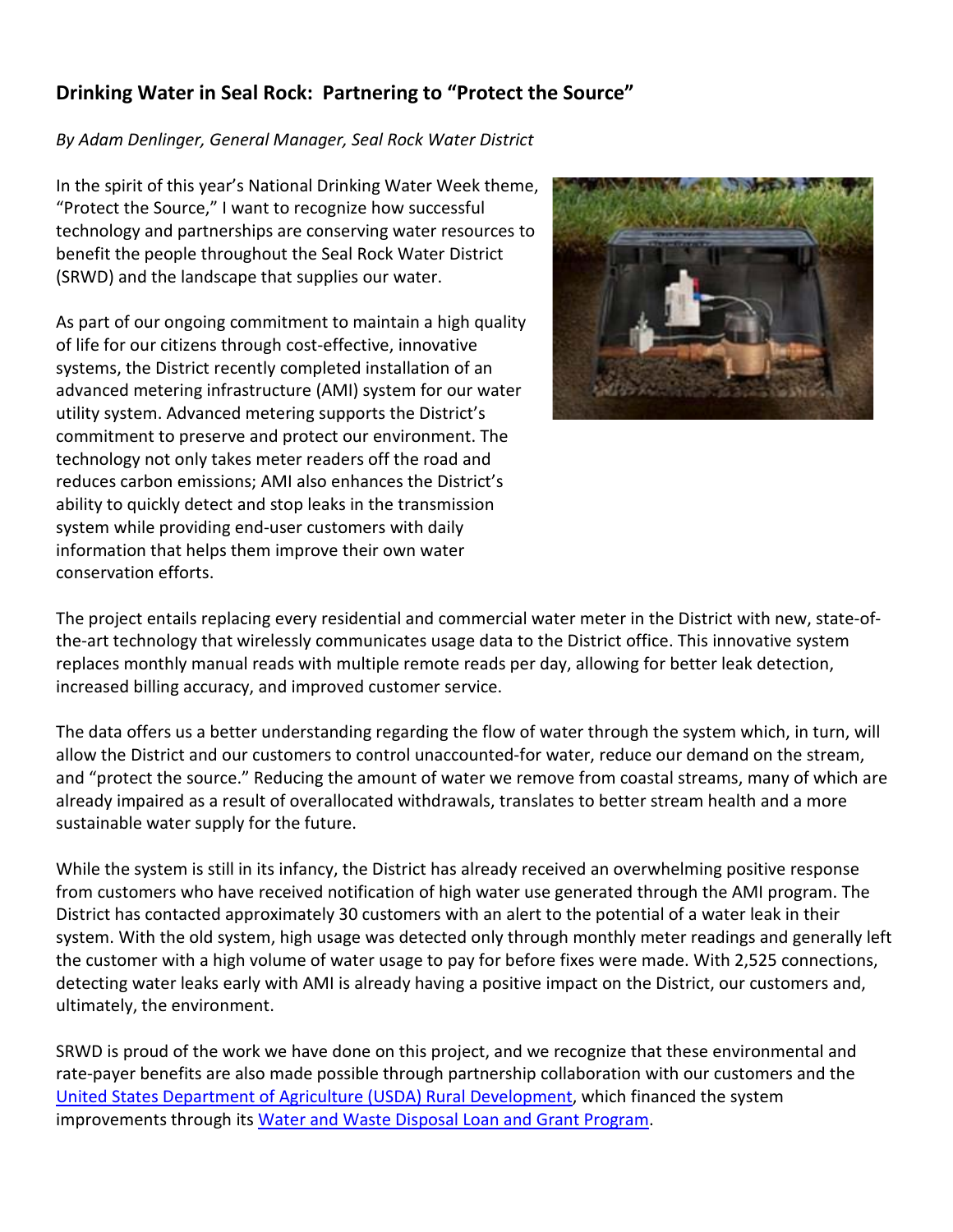## Drinking Water in Seal Rock: Partnering to "Protect the Source"

*By Adam Denlinger, General Manager, Seal Rock Water District*

In the spirit of this year's National Drinking Water Week theme, "Protect the Source," I want to recognize how successful technology and partnerships are conserving water resources to benefit the people throughout the Seal Rock Water District (SRWD) and the landscape that supplies our water.

As part of our ongoing commitment to maintain a high quality of life for our citizens through cost-effective, innovative systems, the District recently completed installation of an advanced metering infrastructure (AMI) system for our water utility system. Advanced metering supports the District's commitment to preserve and protect our environment. The technology not only takes meter readers off the road and reduces carbon emissions; AMI also enhances the District's ability to quickly detect and stop leaks in the transmission system while providing end-user customers with daily information that helps them improve their own water conservation efforts.

The project entails replacing every residential and commercial water meter in the District with new, state-of-the-art technology that wirelessly communicates usage data to the District office. This innovative system replaces monthly manual reads with multiple remote reads per day, allowing for better leak detection, increased billing accuracy, and improved customer service.

The data offers us a better understanding regarding the flow of water through the system which, in turn, will allow the District and our customers to control unaccounted-for water, reduce our demand on the stream, and "protect the source." Reducing the amount of water we remove from coastal streams, many of which are already impaired as a result of overallocated withdrawals, translates to better stream health and a more sustainable water supply for the future.

While the system is still in its infancy, the District has already received an overwhelming positive response from customers who have received notification of high water use generated through the AMI program. The District has contacted approximately 30 customers with an alert to the potential of a water leak in their system. With the old system, high usage was detected only through monthly meter readings and generally left the customer with a high volume of water usage to pay for before fixes were made. With 2,525 connections, detecting water leaks early with AMI is already having a positive impact on the District, our customers and, ultimately, the environment.

SRWD is proud of the work we have done on this project, and we recognize that these environmental and rate-payer benefits are also made possible through partnership collaboration with our customers and the United States Department of Agriculture (USDA) Rural Development, which financed the system improvements through its Water and Waste Disposal Loan and Grant Program.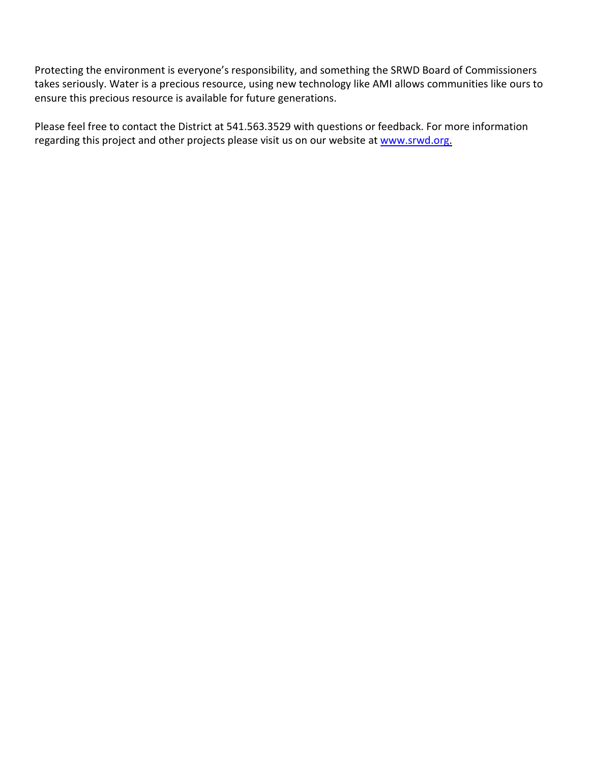Protecting the environment is everyone's responsibility, and something the SRWD Board of Commissioners takes seriously. Water is a precious resource, using new technology like AMI allows communities like ours to ensure this precious resource is available for future generations.

Please feel free to contact the District at 541.563.3529 with questions or feedback. For more information regarding this project and other projects please visit us on our website at [www.srwd.org.](http://www.srwd.org)